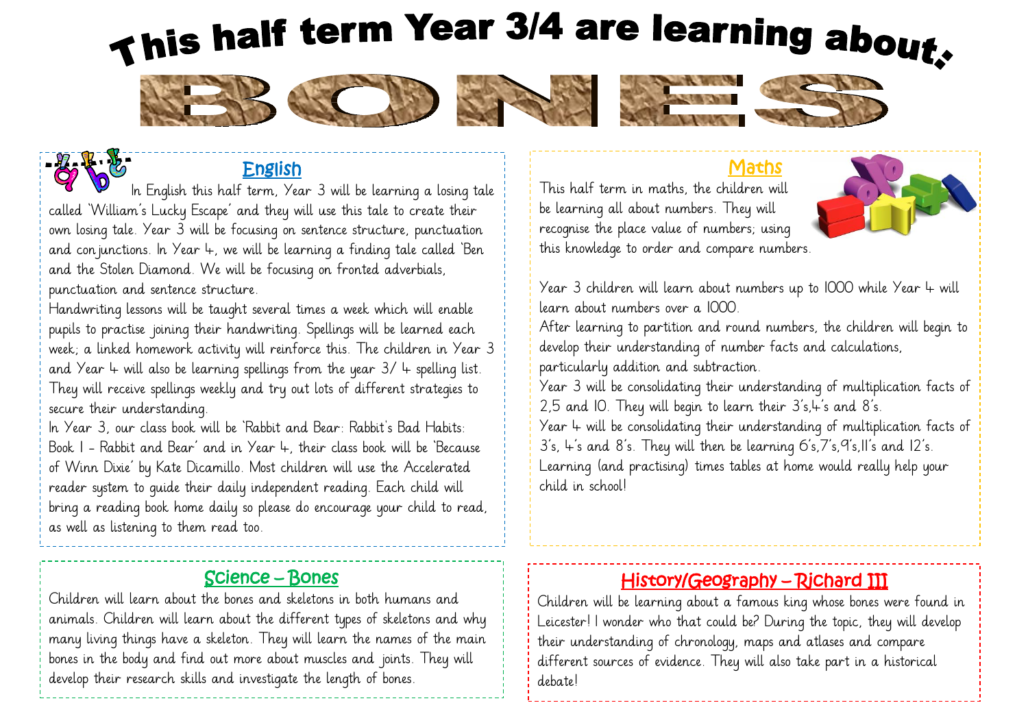# This half term Year 3/4 are learning about:

# BONES

## English

In English this half term, Year 3 will be learning a losing tale called 'William's Lucky Escape' and they will use this tale to create their own losing tale. Year 3 will be focusing on sentence structure, punctuation and conjunctions. In Year 4, we will be learning a finding tale called 'Ben and the Stolen Diamond. We will be focusing on fronted adverbials, punctuation and sentence structure.

Handwriting lessons will be taught several times a week which will enable pupils to practise joining their handwriting. Spellings will be learned each week; a linked homework activity will reinforce this. The children in Year 3 and Year 4 will also be learning spellings from the year 3/ 4 spelling list. They will receive spellings weekly and try out lots of different strategies to secure their understanding.

In Year 3, our class book will be 'Rabbit and Bear: Rabbit's Bad Habits: Book 1 - Rabbit and Bear' and in Year 4, their class book will be 'Because of Winn Dixie' by Kate Dicamillo. Most children will use the Accelerated reader system to guide their daily independent reading. Each child will bring a reading book home daily so please do encourage your child to read, as well as listening to them read too.

## Maths

This half term in maths, the children will be learning all about numbers. They will recognise the place value of numbers; using this knowledge to order and compare numbers.

Year 3 children will learn about numbers up to 1000 while Year 4 will learn about numbers over a 1000.

After learning to partition and round numbers, the children will begin to develop their understanding of number facts and calculations, particularly addition and subtraction.

Year 3 will be consolidating their understanding of multiplication facts of 2,5 and 10. They will begin to learn their 3's,4's and 8's.

Year 4 will be consolidating their understanding of multiplication facts of 3's, 4's and 8's. They will then be learning 6's,7's,9's,11's and 12's.

Learning (and practising) times tables at home would really help your child in school!

## Science – Bones

Children will learn about the bones and skeletons in both humans and animals. Children will learn about the different types of skeletons and why many living things have a skeleton. They will learn the names of the main bones in the body and find out more about muscles and joints. They will develop their research skills and investigate the length of bones.

## History/Geography – Richard III

Children will be learning about a famous king whose bones were found in Leicester! I wonder who that could be? During the topic, they will develop their understanding of chronology, maps and atlases and compare different sources of evidence. They will also take part in a historical debate!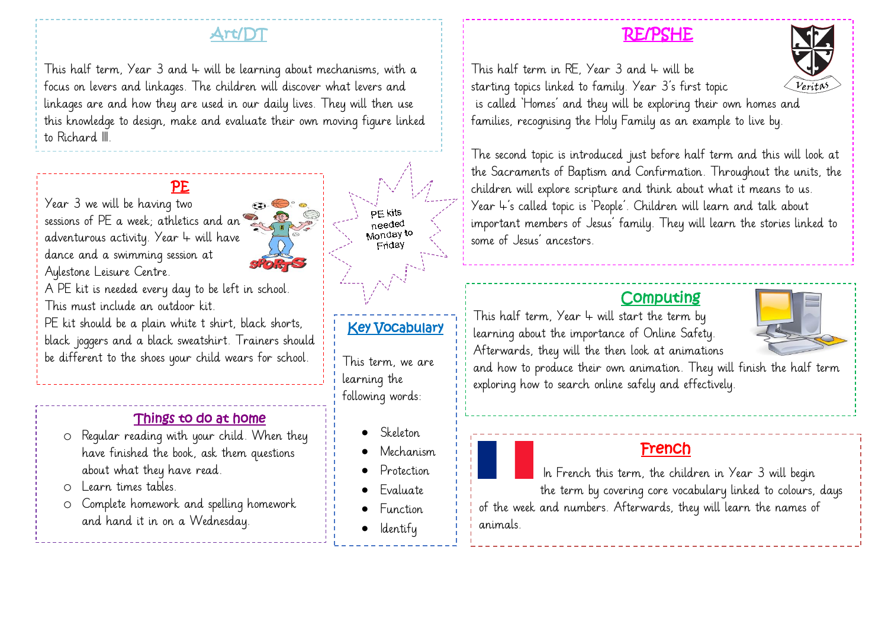## Art/DT

This half term, Year 3 and 4 will be learning about mechanisms, with a focus on levers and linkages. The children will discover what levers and linkages are and how they are used in our daily lives. They will then use this knowledge to design, make and evaluate their own moving figure linked to Richard III.

## PE

Year 3 we will be having two sessions of PE a week; athletics and an adventurous activity. Year 4 will have dance and a swimming session at Aylestone Leisure Centre.

A PE kit is needed every day to be left in school. This must include an outdoor kit.

PE kit should be a plain white t shirt, black shorts, black joggers and a black sweatshirt. Trainers should be different to the shoes your child wears for school.

PE kits needed Monday to Friday

## Things to do at home

- Regular reading with your child. When they have finished the book, ask them questions about what they have read.
- Learn times tables.
- Complete homework and spelling homework and hand it in on a Wednesday.

## Key Vocabulary

This term, we are learning the following words:

- Skeleton
- Mechanism
- Protection
- Evaluate
- Function
- Identify

## RE/PSHE

This half term in RE, Year 3 and 4 will be starting topics linked to family. Year 3's first topic is called 'Homes' and they will be exploring their own homes and families, recognising the Holy Family as an example to live by.

The second topic is introduced just before half term and this will look at the Sacraments of Baptism and Confirmation. Throughout the units, the children will explore scripture and think about what it means to us. Year 4's called topic is 'People'. Children will learn and talk about important members of Jesus' family. They will learn the stories linked to some of Jesus' ancestors.

## Computing

This half term, Year 4 will start the term by learning about the importance of Online Safety. Afterwards, they will the then look at animations and how to produce their own animation. They will finish the half term exploring how to search online safely and effectively.

## French

In French this term, the children in Year 3 will begin the term by covering core vocabulary linked to colours, days of the week and numbers. Afterwards, they will learn the names of animals.